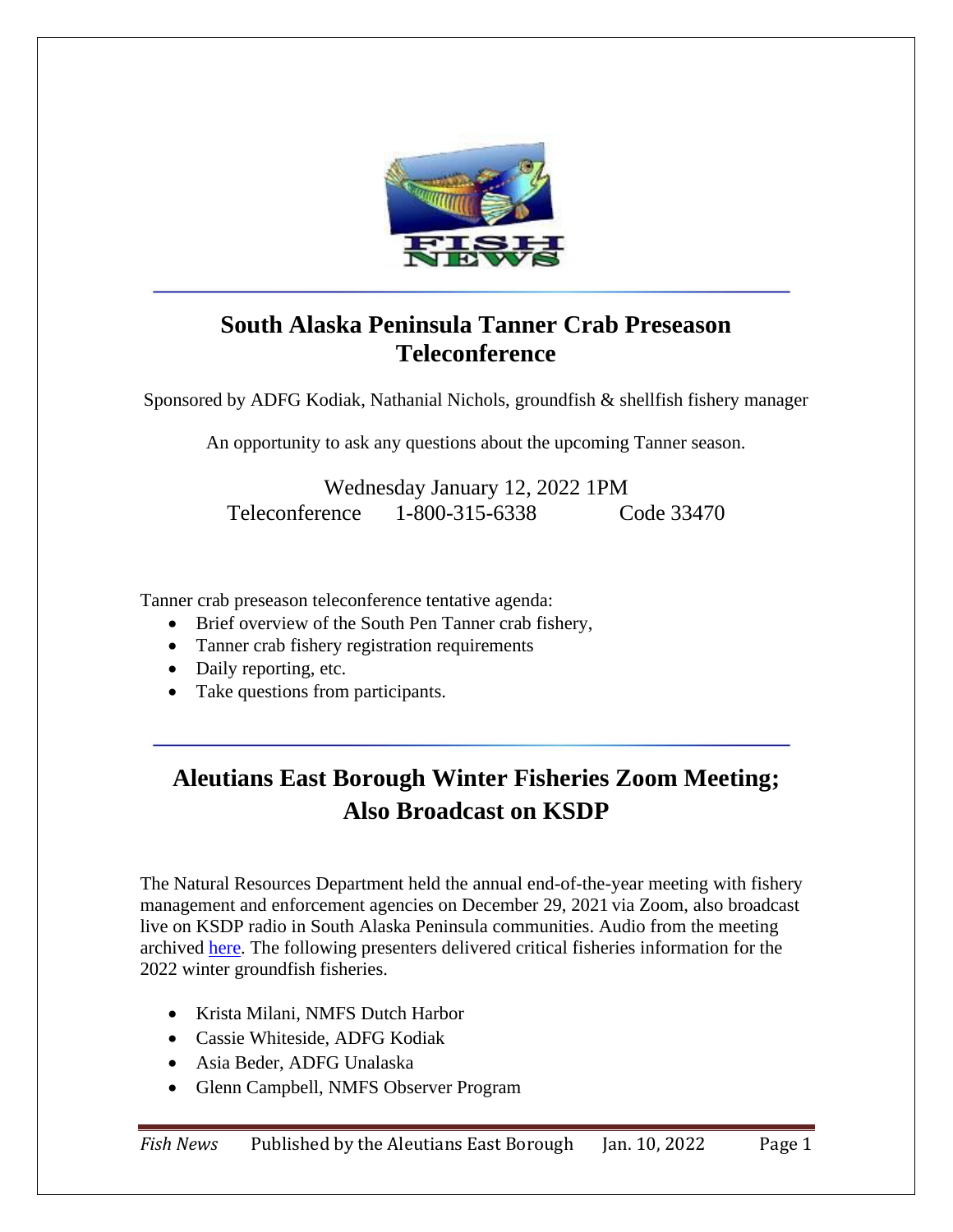## South Alaska Peninsula Tanner Crab Preseason Teleconference

Sponsored by ADFG Kodiak, Nathanial Nichols, groundfish & shellfish fishery manager

An opportunity to ask any questions about the upcoming Tanner season.

Wednesday January 12, 2022 1PM
Teleconference 1-800-315-6338 Code 33470

Tanner crab preseason teleconference tentative agenda:

- Brief overview of the South Pen Tanner crab fishery,
- Tanner crab fishery registration requirements
- Daily reporting, etc.
- Take questions from participants.

## Aleutians East Borough Winter Fisheries Zoom Meeting; Also Broadcast on KSDP

The Natural Resources Department held the annual end-of-the-year meeting with fishery management and enforcement agencies on December 29, 2021 via Zoom, also broadcast live on KSDP radio in South Alaska Peninsula communities. Audio from the meeting archived here. The following presenters delivered critical fisheries information for the 2022 winter groundfish fisheries.

- Krista Milani, NMFS Dutch Harbor
- Cassie Whiteside, ADFG Kodiak
- Asia Beder, ADFG Unalaska
- Glenn Campbell, NMFS Observer Program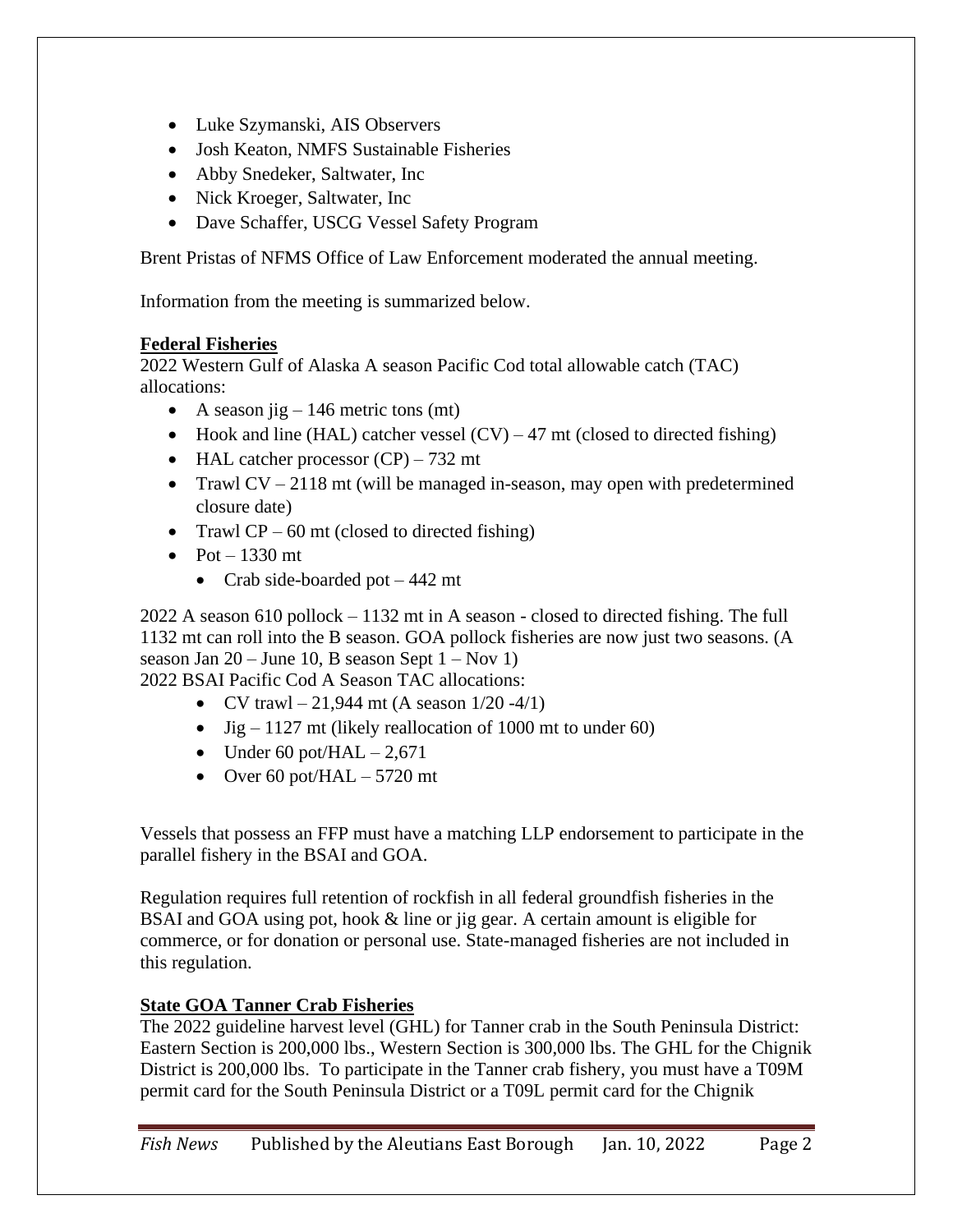- Luke Szymanski, AIS Observers
- Josh Keaton, NMFS Sustainable Fisheries
- Abby Snedeker, Saltwater, Inc
- Nick Kroeger, Saltwater, Inc
- Dave Schaffer, USCG Vessel Safety Program

Brent Pristas of NFMS Office of Law Enforcement moderated the annual meeting.

Information from the meeting is summarized below.

## **Federal Fisheries**

2022 Western Gulf of Alaska A season Pacific Cod total allowable catch (TAC) allocations:

- A season jig – 146 metric tons (mt)
- Hook and line (HAL) catcher vessel (CV) – 47 mt (closed to directed fishing)
- HAL catcher processor (CP) – 732 mt
- Trawl CV – 2118 mt (will be managed in-season, may open with predetermined closure date)
- Trawl CP – 60 mt (closed to directed fishing)
- Pot – 1330 mt
  - Crab side-boarded pot – 442 mt

2022 A season 610 pollock – 1132 mt in A season - closed to directed fishing. The full 1132 mt can roll into the B season. GOA pollock fisheries are now just two seasons. (A season Jan 20 – June 10, B season Sept 1 – Nov 1)

2022 BSAI Pacific Cod A Season TAC allocations:

- CV trawl – 21,944 mt (A season 1/20 -4/1)
- Jig – 1127 mt (likely reallocation of 1000 mt to under 60)
- Under 60 pot/HAL – 2,671
- Over 60 pot/HAL – 5720 mt

Vessels that possess an FFP must have a matching LLP endorsement to participate in the parallel fishery in the BSAI and GOA.

Regulation requires full retention of rockfish in all federal groundfish fisheries in the BSAI and GOA using pot, hook & line or jig gear. A certain amount is eligible for commerce, or for donation or personal use. State-managed fisheries are not included in this regulation.

## **State GOA Tanner Crab Fisheries**

The 2022 guideline harvest level (GHL) for Tanner crab in the South Peninsula District: Eastern Section is 200,000 lbs., Western Section is 300,000 lbs. The GHL for the Chignik District is 200,000 lbs. To participate in the Tanner crab fishery, you must have a T09M permit card for the South Peninsula District or a T09L permit card for the Chignik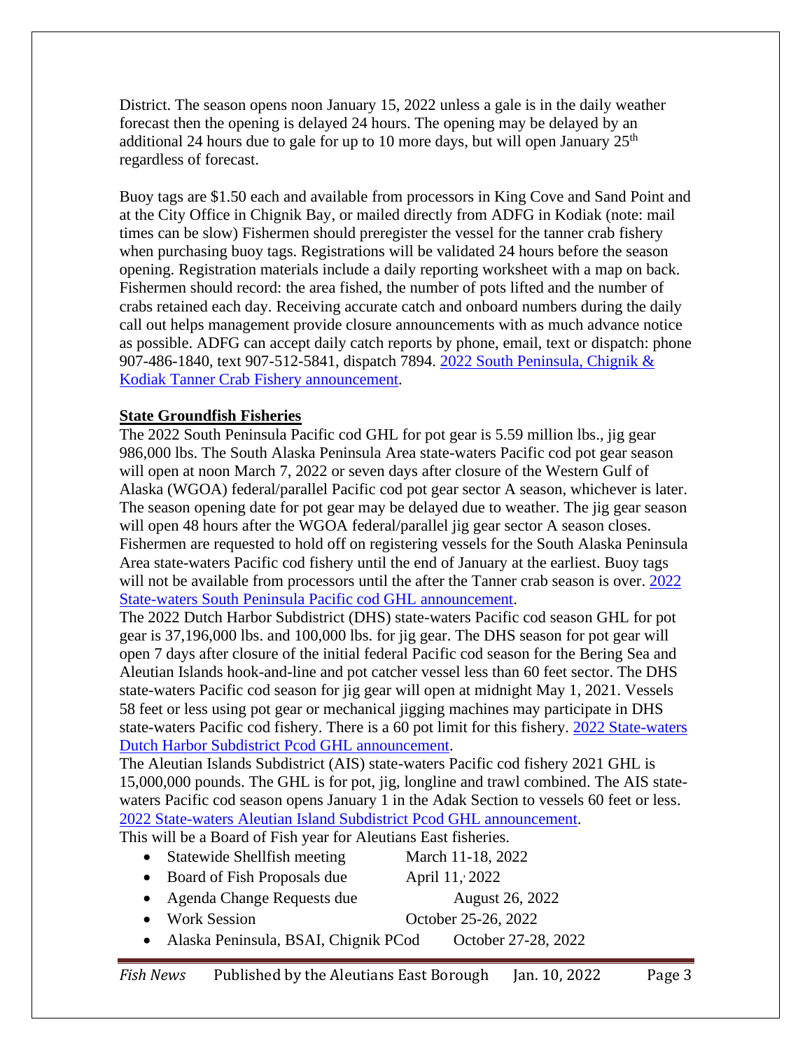District. The season opens noon January 15, 2022 unless a gale is in the daily weather forecast then the opening is delayed 24 hours. The opening may be delayed by an additional 24 hours due to gale for up to 10 more days, but will open January 25th regardless of forecast.

Buoy tags are $1.50 each and available from processors in King Cove and Sand Point and at the City Office in Chignik Bay, or mailed directly from ADFG in Kodiak (note: mail times can be slow) Fishermen should preregister the vessel for the tanner crab fishery when purchasing buoy tags. Registrations will be validated 24 hours before the season opening. Registration materials include a daily reporting worksheet with a map on back. Fishermen should record: the area fished, the number of pots lifted and the number of crabs retained each day. Receiving accurate catch and onboard numbers during the daily call out helps management provide closure announcements with as much advance notice as possible. ADFG can accept daily catch reports by phone, email, text or dispatch: phone 907-486-1840, text 907-512-5841, dispatch 7894. 2022 South Peninsula, Chignik & Kodiak Tanner Crab Fishery announcement.

**State Groundfish Fisheries**

The 2022 South Peninsula Pacific cod GHL for pot gear is 5.59 million lbs., jig gear 986,000 lbs. The South Alaska Peninsula Area state-waters Pacific cod pot gear season will open at noon March 7, 2022 or seven days after closure of the Western Gulf of Alaska (WGOA) federal/parallel Pacific cod pot gear sector A season, whichever is later. The season opening date for pot gear may be delayed due to weather. The jig gear season will open 48 hours after the WGOA federal/parallel jig gear sector A season closes. Fishermen are requested to hold off on registering vessels for the South Alaska Peninsula Area state-waters Pacific cod fishery until the end of January at the earliest. Buoy tags will not be available from processors until the after the Tanner crab season is over. 2022 State-waters South Peninsula Pacific cod GHL announcement.

The 2022 Dutch Harbor Subdistrict (DHS) state-waters Pacific cod season GHL for pot gear is 37,196,000 lbs. and 100,000 lbs. for jig gear. The DHS season for pot gear will open 7 days after closure of the initial federal Pacific cod season for the Bering Sea and Aleutian Islands hook-and-line and pot catcher vessel less than 60 feet sector. The DHS state-waters Pacific cod season for jig gear will open at midnight May 1, 2021. Vessels 58 feet or less using pot gear or mechanical jigging machines may participate in DHS state-waters Pacific cod fishery. There is a 60 pot limit for this fishery. 2022 State-waters Dutch Harbor Subdistrict Pcod GHL announcement.

The Aleutian Islands Subdistrict (AIS) state-waters Pacific cod fishery 2021 GHL is 15,000,000 pounds. The GHL is for pot, jig, longline and trawl combined. The AIS state-waters Pacific cod season opens January 1 in the Adak Section to vessels 60 feet or less. 2022 State-waters Aleutian Island Subdistrict Pcod GHL announcement.

This will be a Board of Fish year for Aleutians East fisheries.

- Statewide Shellfish meeting — March 11-18, 2022
- Board of Fish Proposals due — April 11, 2022
- Agenda Change Requests due — August 26, 2022
- Work Session — October 25-26, 2022
- Alaska Peninsula, BSAI, Chignik PCod — October 27-28, 2022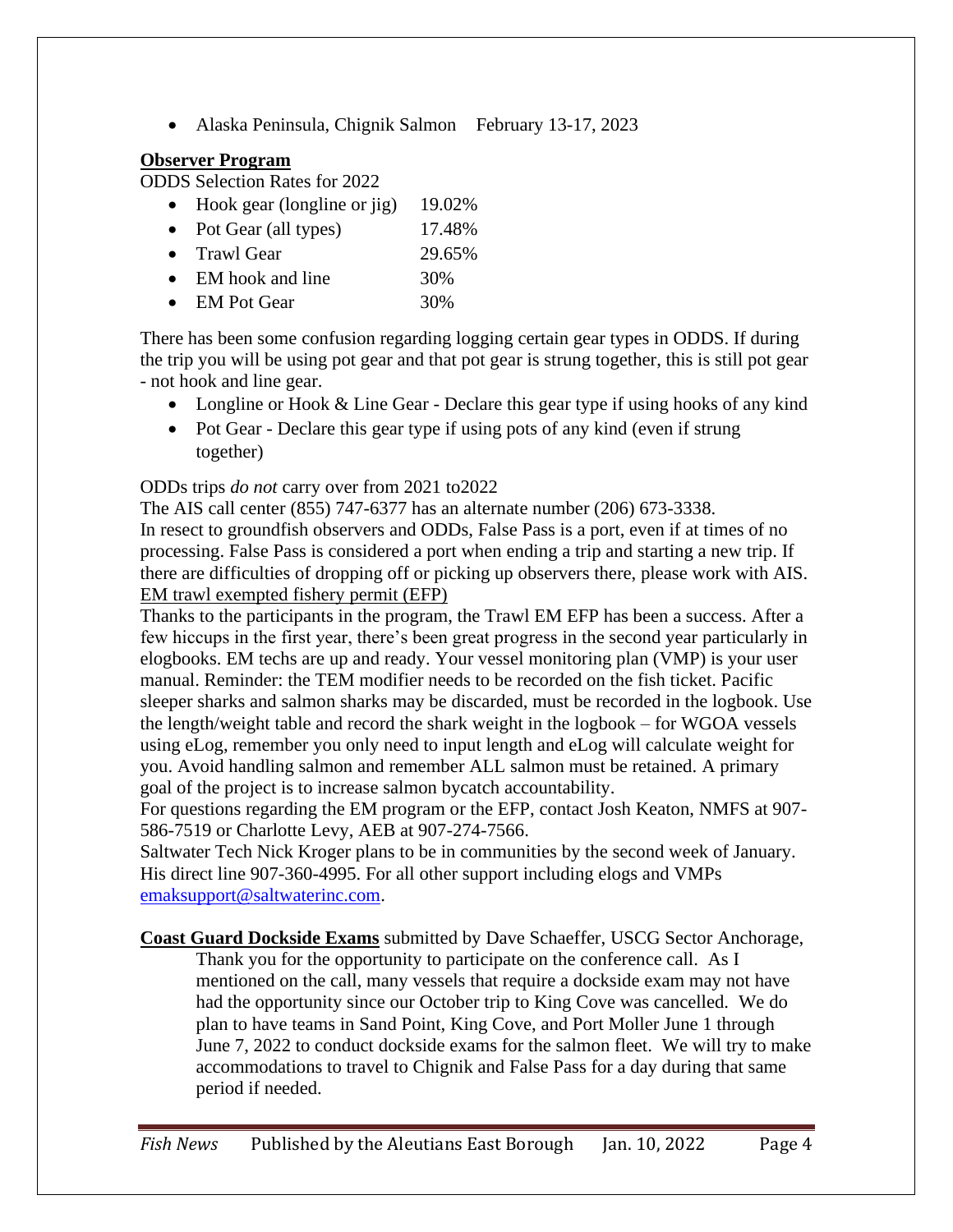- Alaska Peninsula, Chignik Salmon    February 13-17, 2023

**Observer Program**

ODDS Selection Rates for 2022

- Hook gear (longline or jig)    19.02%
- Pot Gear (all types)    17.48%
- Trawl Gear    29.65%
- EM hook and line    30%
- EM Pot Gear    30%

There has been some confusion regarding logging certain gear types in ODDS. If during the trip you will be using pot gear and that pot gear is strung together, this is still pot gear - not hook and line gear.

- Longline or Hook & Line Gear - Declare this gear type if using hooks of any kind
- Pot Gear - Declare this gear type if using pots of any kind (even if strung together)

ODDs trips *do not* carry over from 2021 to2022

The AIS call center (855) 747-6377 has an alternate number (206) 673-3338.

In resect to groundfish observers and ODDs, False Pass is a port, even if at times of no processing. False Pass is considered a port when ending a trip and starting a new trip. If there are difficulties of dropping off or picking up observers there, please work with AIS.

<u>EM trawl exempted fishery permit (EFP)</u>

Thanks to the participants in the program, the Trawl EM EFP has been a success. After a few hiccups in the first year, there's been great progress in the second year particularly in elogbooks. EM techs are up and ready. Your vessel monitoring plan (VMP) is your user manual. Reminder: the TEM modifier needs to be recorded on the fish ticket. Pacific sleeper sharks and salmon sharks may be discarded, must be recorded in the logbook. Use the length/weight table and record the shark weight in the logbook – for WGOA vessels using eLog, remember you only need to input length and eLog will calculate weight for you. Avoid handling salmon and remember ALL salmon must be retained. A primary goal of the project is to increase salmon bycatch accountability.

For questions regarding the EM program or the EFP, contact Josh Keaton, NMFS at 907-586-7519 or Charlotte Levy, AEB at 907-274-7566.

Saltwater Tech Nick Kroger plans to be in communities by the second week of January. His direct line 907-360-4995. For all other support including elogs and VMPs emaksupport@saltwaterinc.com.

**<u>Coast Guard Dockside Exams</u>** submitted by Dave Schaeffer, USCG Sector Anchorage,

> Thank you for the opportunity to participate on the conference call. As I mentioned on the call, many vessels that require a dockside exam may not have had the opportunity since our October trip to King Cove was cancelled. We do plan to have teams in Sand Point, King Cove, and Port Moller June 1 through June 7, 2022 to conduct dockside exams for the salmon fleet. We will try to make accommodations to travel to Chignik and False Pass for a day during that same period if needed.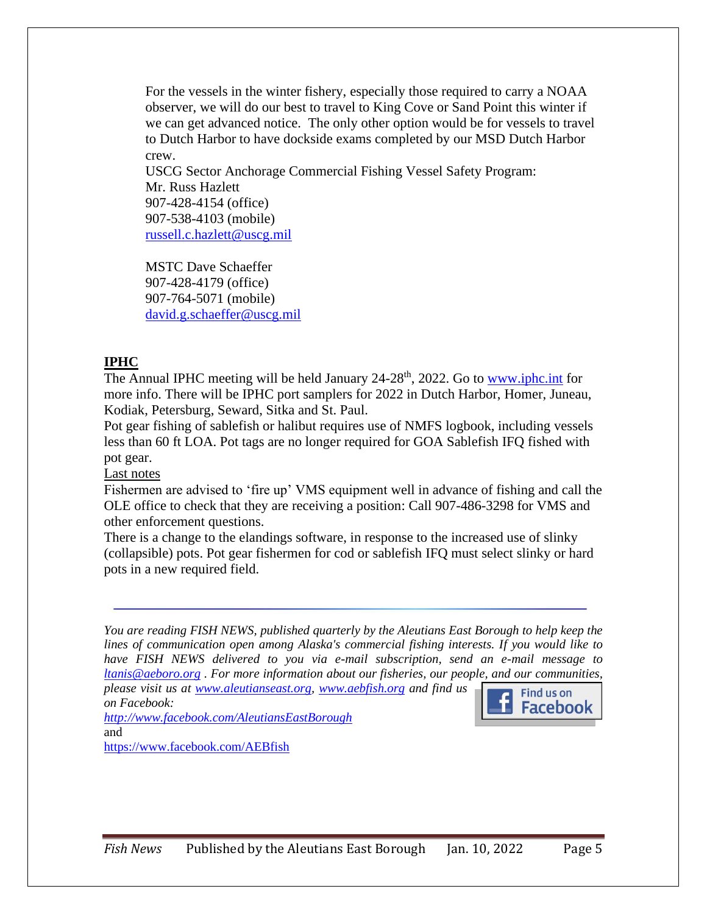For the vessels in the winter fishery, especially those required to carry a NOAA observer, we will do our best to travel to King Cove or Sand Point this winter if we can get advanced notice. The only other option would be for vessels to travel to Dutch Harbor to have dockside exams completed by our MSD Dutch Harbor crew.

USCG Sector Anchorage Commercial Fishing Vessel Safety Program:
Mr. Russ Hazlett
907-428-4154 (office)
907-538-4103 (mobile)
[russell.c.hazlett@uscg.mil](mailto:russell.c.hazlett@uscg.mil)

MSTC Dave Schaeffer
907-428-4179 (office)
907-764-5071 (mobile)
[david.g.schaeffer@uscg.mil](mailto:david.g.schaeffer@uscg.mil)

## IPHC

The Annual IPHC meeting will be held January 24-28th, 2022. Go to [www.iphc.int](http://www.iphc.int) for more info. There will be IPHC port samplers for 2022 in Dutch Harbor, Homer, Juneau, Kodiak, Petersburg, Seward, Sitka and St. Paul.

Pot gear fishing of sablefish or halibut requires use of NMFS logbook, including vessels less than 60 ft LOA. Pot tags are no longer required for GOA Sablefish IFQ fished with pot gear.

Last notes

Fishermen are advised to 'fire up' VMS equipment well in advance of fishing and call the OLE office to check that they are receiving a position: Call 907-486-3298 for VMS and other enforcement questions.

There is a change to the elandings software, in response to the increased use of slinky (collapsible) pots. Pot gear fishermen for cod or sablefish IFQ must select slinky or hard pots in a new required field.

---

*You are reading FISH NEWS, published quarterly by the Aleutians East Borough to help keep the lines of communication open among Alaska's commercial fishing interests. If you would like to have FISH NEWS delivered to you via e-mail subscription, send an e-mail message to [ltanis@aeboro.org](mailto:ltanis@aeboro.org) . For more information about our fisheries, our people, and our communities, please visit us at [www.aleutianseast.org](http://www.aleutianseast.org), [www.aebfish.org](http://www.aebfish.org) and find us on Facebook:*

*[http://www.facebook.com/AleutiansEastBorough](http://www.facebook.com/AleutiansEastBorough)*

and

[https://www.facebook.com/AEBfish](https://www.facebook.com/AEBfish)

Find us on Facebook